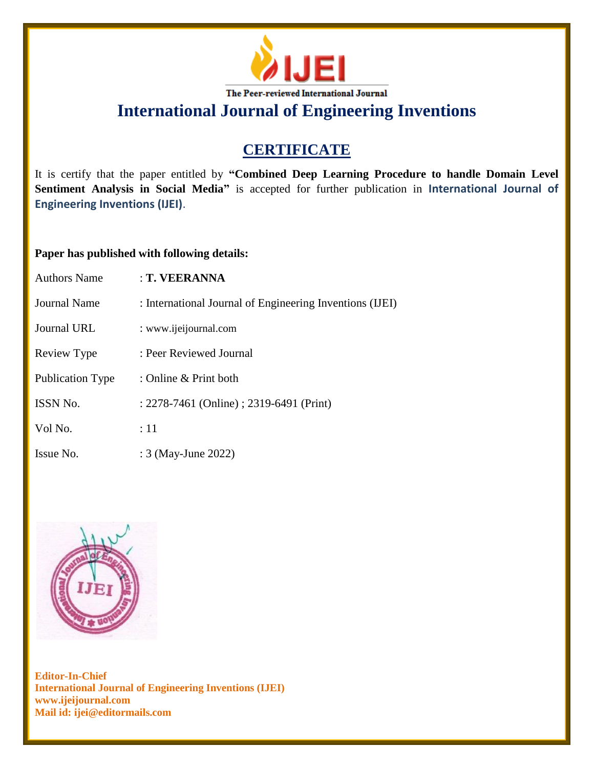IJEI

The Peer-reviewed International Journal

# International Journal of Engineering Inventions

## CERTIFICATE

It is certify that the paper entitled by **"Combined Deep Learning Procedure to handle Domain Level Sentiment Analysis in Social Media"** is accepted for further publication in **International Journal of Engineering Inventions (IJEI)**.

**Paper has published with following details:**

| | |
|---|---|
| Authors Name | : **T. VEERANNA** |
| Journal Name | : International Journal of Engineering Inventions (IJEI) |
| Journal URL | : www.ijeijournal.com |
| Review Type | : Peer Reviewed Journal |
| Publication Type | : Online & Print both |
| ISSN No. | : 2278-7461 (Online) ; 2319-6491 (Print) |
| Vol No. | : 11 |
| Issue No. | : 3 (May-June 2022) |

**Editor-In-Chief**
**International Journal of Engineering Inventions (IJEI)**
**www.ijeijournal.com**
**Mail id: ijei@editormails.com**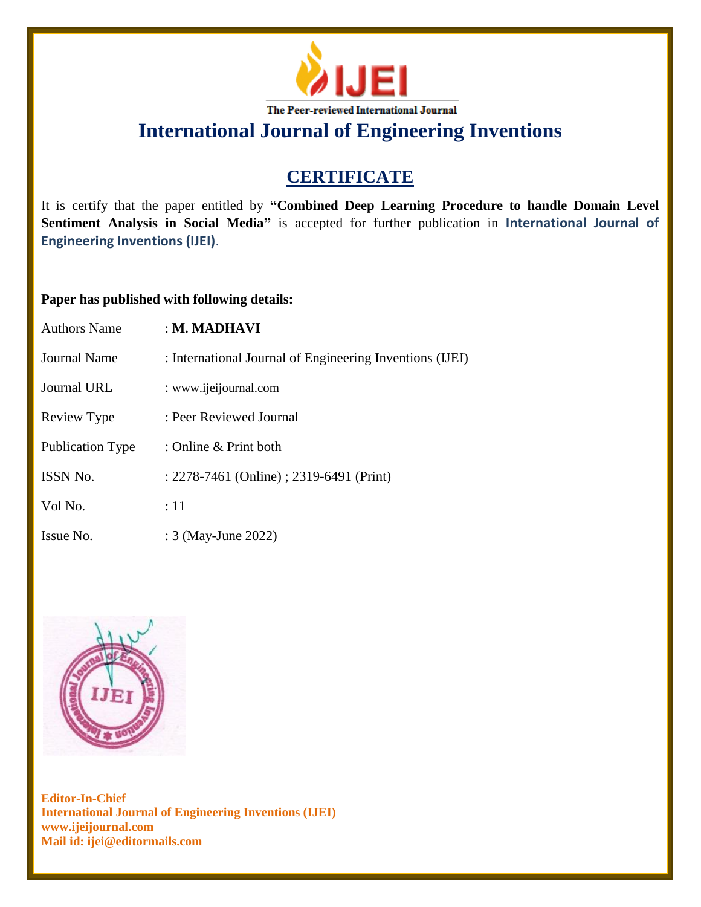IJEI

The Peer-reviewed International Journal

# International Journal of Engineering Inventions

## CERTIFICATE

It is certify that the paper entitled by **"Combined Deep Learning Procedure to handle Domain Level Sentiment Analysis in Social Media"** is accepted for further publication in **International Journal of Engineering Inventions (IJEI)**.

**Paper has published with following details:**

| | |
|---|---|
| Authors Name | : **M. MADHAVI** |
| Journal Name | : International Journal of Engineering Inventions (IJEI) |
| Journal URL | : www.ijeijournal.com |
| Review Type | : Peer Reviewed Journal |
| Publication Type | : Online & Print both |
| ISSN No. | : 2278-7461 (Online) ; 2319-6491 (Print) |
| Vol No. | : 11 |
| Issue No. | : 3 (May-June 2022) |

**Editor-In-Chief**
**International Journal of Engineering Inventions (IJEI)**
**www.ijeijournal.com**
**Mail id: ijei@editormails.com**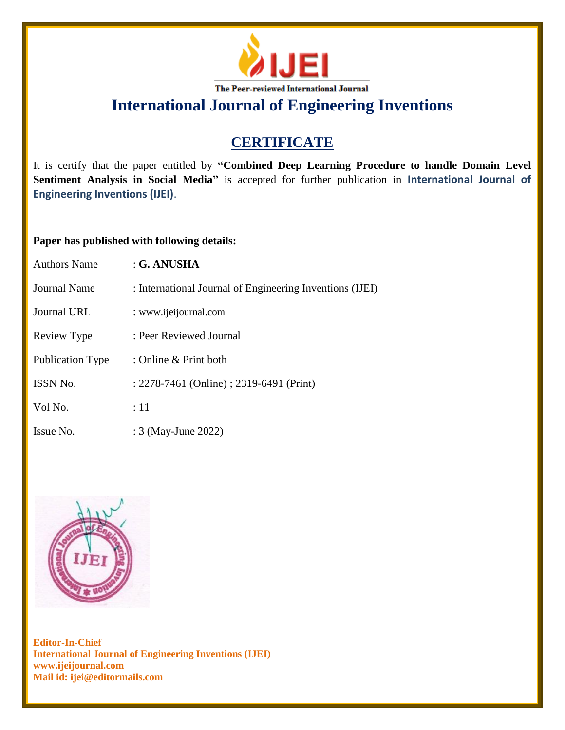The Peer-reviewed International Journal

# International Journal of Engineering Inventions

## CERTIFICATE

It is certify that the paper entitled by **"Combined Deep Learning Procedure to handle Domain Level Sentiment Analysis in Social Media"** is accepted for further publication in **International Journal of Engineering Inventions (IJEI)**.

**Paper has published with following details:**

| | |
|---|---|
| Authors Name | : **G. ANUSHA** |
| Journal Name | : International Journal of Engineering Inventions (IJEI) |
| Journal URL | : www.ijeijournal.com |
| Review Type | : Peer Reviewed Journal |
| Publication Type | : Online & Print both |
| ISSN No. | : 2278-7461 (Online) ; 2319-6491 (Print) |
| Vol No. | : 11 |
| Issue No. | : 3 (May-June 2022) |

**Editor-In-Chief**
**International Journal of Engineering Inventions (IJEI)**
**www.ijeijournal.com**
**Mail id: ijei@editormails.com**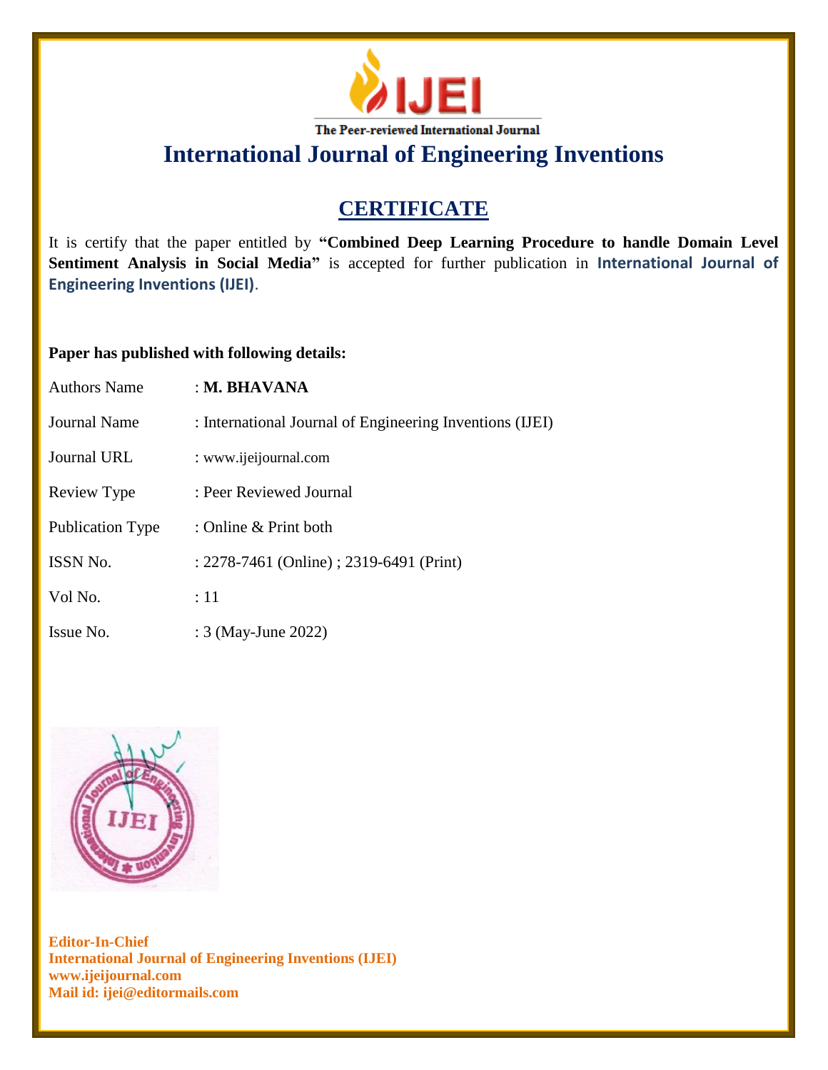IJEI

The Peer-reviewed International Journal

# International Journal of Engineering Inventions

## CERTIFICATE

It is certify that the paper entitled by **"Combined Deep Learning Procedure to handle Domain Level Sentiment Analysis in Social Media"** is accepted for further publication in **International Journal of Engineering Inventions (IJEI)**.

**Paper has published with following details:**

| | |
|---|---|
| Authors Name | : **M. BHAVANA** |
| Journal Name | : International Journal of Engineering Inventions (IJEI) |
| Journal URL | : www.ijeijournal.com |
| Review Type | : Peer Reviewed Journal |
| Publication Type | : Online & Print both |
| ISSN No. | : 2278-7461 (Online) ; 2319-6491 (Print) |
| Vol No. | : 11 |
| Issue No. | : 3 (May-June 2022) |

**Editor-In-Chief**
**International Journal of Engineering Inventions (IJEI)**
**www.ijeijournal.com**
**Mail id: ijei@editormails.com**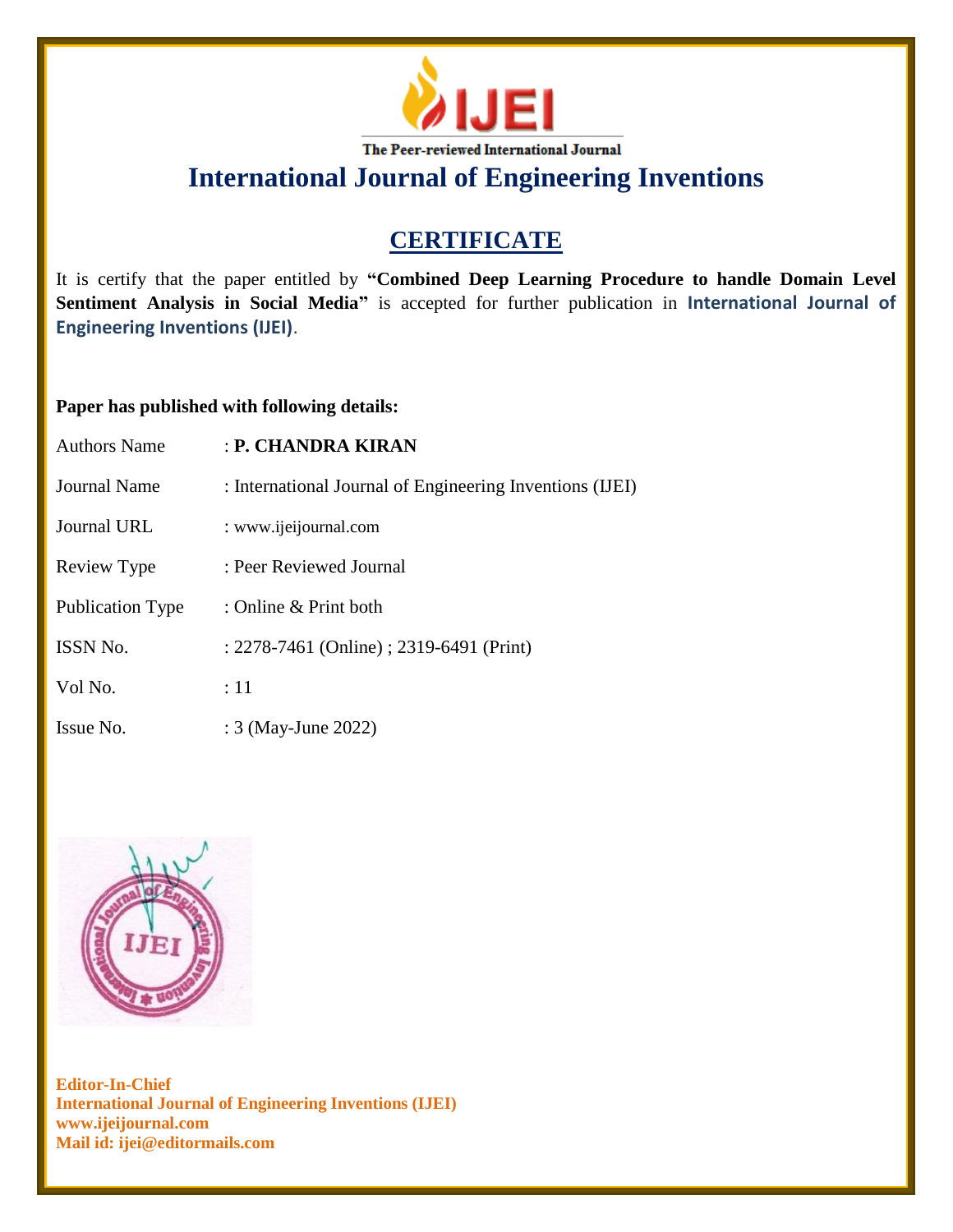IJEI

The Peer-reviewed International Journal

# International Journal of Engineering Inventions

## CERTIFICATE

It is certify that the paper entitled by **"Combined Deep Learning Procedure to handle Domain Level Sentiment Analysis in Social Media"** is accepted for further publication in **International Journal of Engineering Inventions (IJEI)**.

**Paper has published with following details:**

| | |
|---|---|
| Authors Name | : **P. CHANDRA KIRAN** |
| Journal Name | : International Journal of Engineering Inventions (IJEI) |
| Journal URL | : www.ijeijournal.com |
| Review Type | : Peer Reviewed Journal |
| Publication Type | : Online & Print both |
| ISSN No. | : 2278-7461 (Online) ; 2319-6491 (Print) |
| Vol No. | : 11 |
| Issue No. | : 3 (May-June 2022) |

**Editor-In-Chief**
**International Journal of Engineering Inventions (IJEI)**
**www.ijeijournal.com**
**Mail id: ijei@editormails.com**